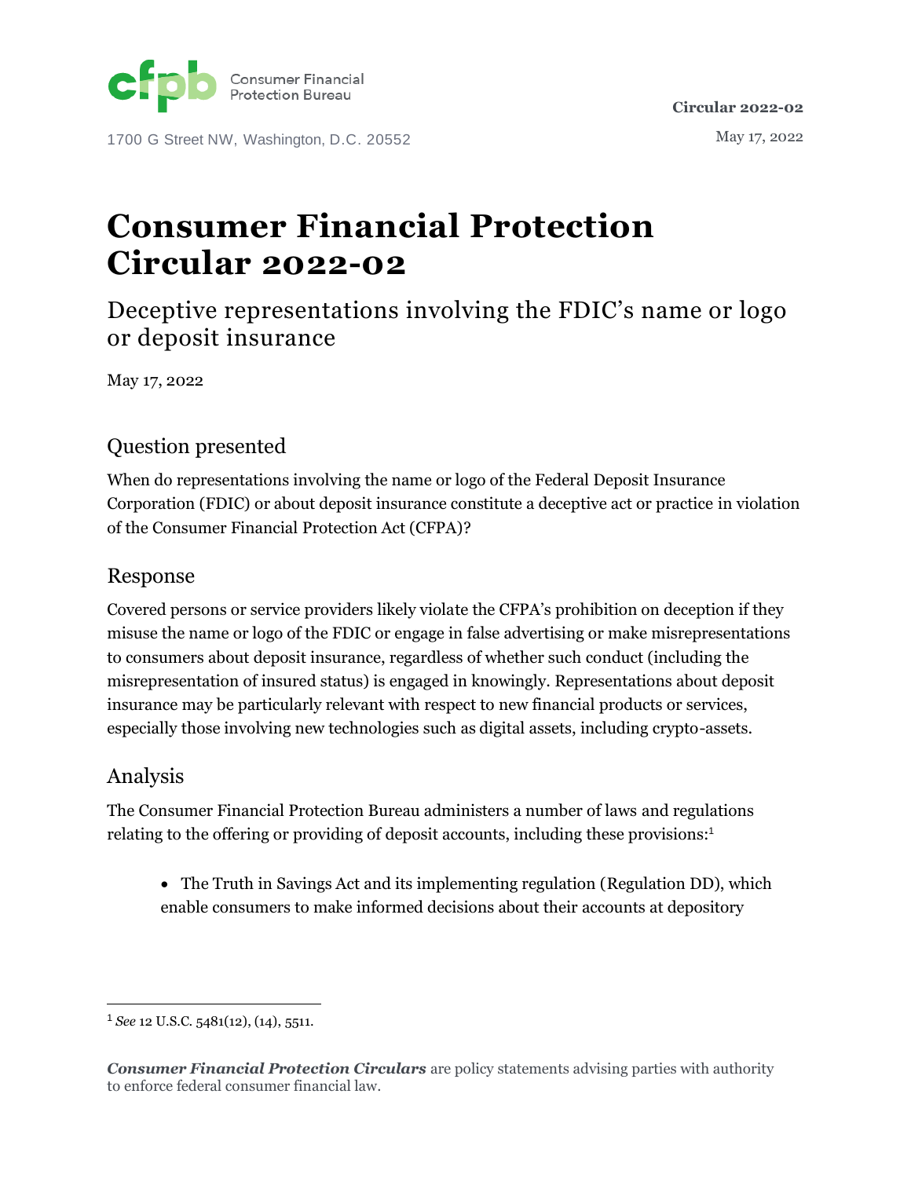Consumer Financial Protection Bureau

1700 G Street NW, Washington, D.C. 20552

**Circular 2022-02**

May 17, 2022

# Consumer Financial Protection Circular 2022-02

## Deceptive representations involving the FDIC's name or logo or deposit insurance

May 17, 2022

## Question presented

When do representations involving the name or logo of the Federal Deposit Insurance Corporation (FDIC) or about deposit insurance constitute a deceptive act or practice in violation of the Consumer Financial Protection Act (CFPA)?

## Response

Covered persons or service providers likely violate the CFPA's prohibition on deception if they misuse the name or logo of the FDIC or engage in false advertising or make misrepresentations to consumers about deposit insurance, regardless of whether such conduct (including the misrepresentation of insured status) is engaged in knowingly. Representations about deposit insurance may be particularly relevant with respect to new financial products or services, especially those involving new technologies such as digital assets, including crypto-assets.

## Analysis

The Consumer Financial Protection Bureau administers a number of laws and regulations relating to the offering or providing of deposit accounts, including these provisions:[1]

- The Truth in Savings Act and its implementing regulation (Regulation DD), which enable consumers to make informed decisions about their accounts at depository

[1] *See* 12 U.S.C. 5481(12), (14), 5511.

***Consumer Financial Protection Circulars*** are policy statements advising parties with authority to enforce federal consumer financial law.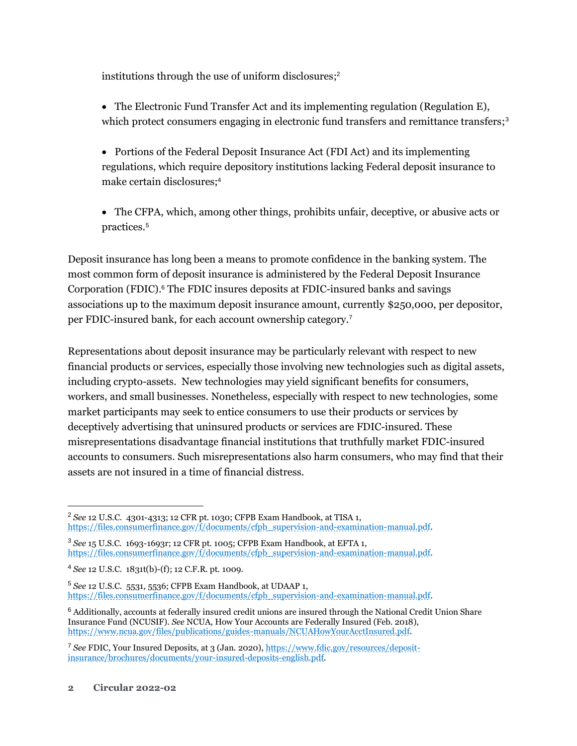institutions through the use of uniform disclosures;[2]

- The Electronic Fund Transfer Act and its implementing regulation (Regulation E), which protect consumers engaging in electronic fund transfers and remittance transfers;[3]

- Portions of the Federal Deposit Insurance Act (FDI Act) and its implementing regulations, which require depository institutions lacking Federal deposit insurance to make certain disclosures;[4]

- The CFPA, which, among other things, prohibits unfair, deceptive, or abusive acts or practices.[5]

Deposit insurance has long been a means to promote confidence in the banking system. The most common form of deposit insurance is administered by the Federal Deposit Insurance Corporation (FDIC).[6] The FDIC insures deposits at FDIC-insured banks and savings associations up to the maximum deposit insurance amount, currently $250,000, per depositor, per FDIC-insured bank, for each account ownership category.[7]

Representations about deposit insurance may be particularly relevant with respect to new financial products or services, especially those involving new technologies such as digital assets, including crypto-assets. New technologies may yield significant benefits for consumers, workers, and small businesses. Nonetheless, especially with respect to new technologies, some market participants may seek to entice consumers to use their products or services by deceptively advertising that uninsured products or services are FDIC-insured. These misrepresentations disadvantage financial institutions that truthfully market FDIC-insured accounts to consumers. Such misrepresentations also harm consumers, who may find that their assets are not insured in a time of financial distress.

---

[2] *See* 12 U.S.C. 4301-4313; 12 CFR pt. 1030; CFPB Exam Handbook, at TISA 1, https://files.consumerfinance.gov/f/documents/cfpb_supervision-and-examination-manual.pdf.

[3] *See* 15 U.S.C. 1693-1693r; 12 CFR pt. 1005; CFPB Exam Handbook, at EFTA 1, https://files.consumerfinance.gov/f/documents/cfpb_supervision-and-examination-manual.pdf.

[4] *See* 12 U.S.C. 1831t(b)-(f); 12 C.F.R. pt. 1009.

[5] *See* 12 U.S.C. 5531, 5536; CFPB Exam Handbook, at UDAAP 1, https://files.consumerfinance.gov/f/documents/cfpb_supervision-and-examination-manual.pdf.

[6] Additionally, accounts at federally insured credit unions are insured through the National Credit Union Share Insurance Fund (NCUSIF). *See* NCUA, How Your Accounts are Federally Insured (Feb. 2018), https://www.ncua.gov/files/publications/guides-manuals/NCUAHowYourAcctInsured.pdf.

[7] *See* FDIC, Your Insured Deposits, at 3 (Jan. 2020), https://www.fdic.gov/resources/deposit-insurance/brochures/documents/your-insured-deposits-english.pdf.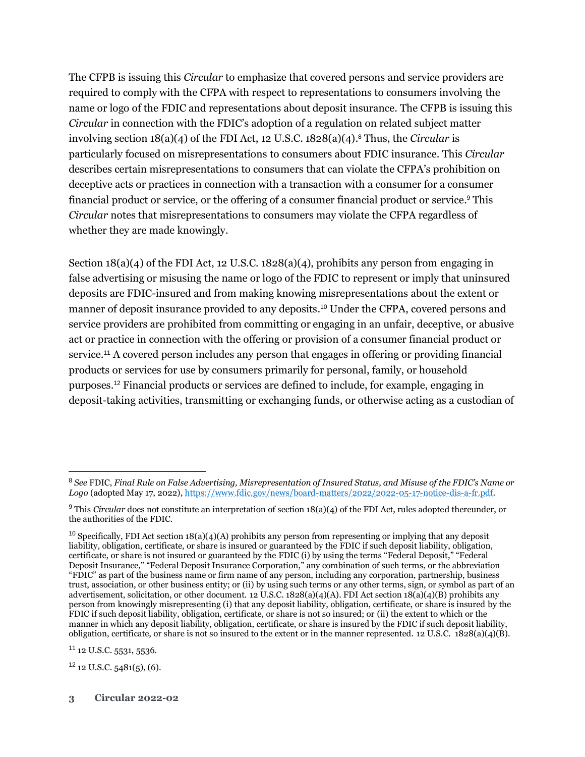The CFPB is issuing this *Circular* to emphasize that covered persons and service providers are required to comply with the CFPA with respect to representations to consumers involving the name or logo of the FDIC and representations about deposit insurance. The CFPB is issuing this *Circular* in connection with the FDIC's adoption of a regulation on related subject matter involving section 18(a)(4) of the FDI Act, 12 U.S.C. 1828(a)(4).[8] Thus, the *Circular* is particularly focused on misrepresentations to consumers about FDIC insurance. This *Circular* describes certain misrepresentations to consumers that can violate the CFPA's prohibition on deceptive acts or practices in connection with a transaction with a consumer for a consumer financial product or service, or the offering of a consumer financial product or service.[9] This *Circular* notes that misrepresentations to consumers may violate the CFPA regardless of whether they are made knowingly.

Section 18(a)(4) of the FDI Act, 12 U.S.C. 1828(a)(4), prohibits any person from engaging in false advertising or misusing the name or logo of the FDIC to represent or imply that uninsured deposits are FDIC-insured and from making knowing misrepresentations about the extent or manner of deposit insurance provided to any deposits.[10] Under the CFPA, covered persons and service providers are prohibited from committing or engaging in an unfair, deceptive, or abusive act or practice in connection with the offering or provision of a consumer financial product or service.[11] A covered person includes any person that engages in offering or providing financial products or services for use by consumers primarily for personal, family, or household purposes.[12] Financial products or services are defined to include, for example, engaging in deposit-taking activities, transmitting or exchanging funds, or otherwise acting as a custodian of

---

[8] *See* FDIC, *Final Rule on False Advertising, Misrepresentation of Insured Status, and Misuse of the FDIC's Name or Logo* (adopted May 17, 2022), https://www.fdic.gov/news/board-matters/2022/2022-05-17-notice-dis-a-fr.pdf.

[9] This *Circular* does not constitute an interpretation of section 18(a)(4) of the FDI Act, rules adopted thereunder, or the authorities of the FDIC.

[10] Specifically, FDI Act section 18(a)(4)(A) prohibits any person from representing or implying that any deposit liability, obligation, certificate, or share is insured or guaranteed by the FDIC if such deposit liability, obligation, certificate, or share is not insured or guaranteed by the FDIC (i) by using the terms "Federal Deposit," "Federal Deposit Insurance," "Federal Deposit Insurance Corporation," any combination of such terms, or the abbreviation "FDIC" as part of the business name or firm name of any person, including any corporation, partnership, business trust, association, or other business entity; or (ii) by using such terms or any other terms, sign, or symbol as part of an advertisement, solicitation, or other document. 12 U.S.C. 1828(a)(4)(A). FDI Act section 18(a)(4)(B) prohibits any person from knowingly misrepresenting (i) that any deposit liability, obligation, certificate, or share is insured by the FDIC if such deposit liability, obligation, certificate, or share is not so insured; or (ii) the extent to which or the manner in which any deposit liability, obligation, certificate, or share is insured by the FDIC if such deposit liability, obligation, certificate, or share is not so insured to the extent or in the manner represented. 12 U.S.C. 1828(a)(4)(B).

[11] 12 U.S.C. 5531, 5536.

[12] 12 U.S.C. 5481(5), (6).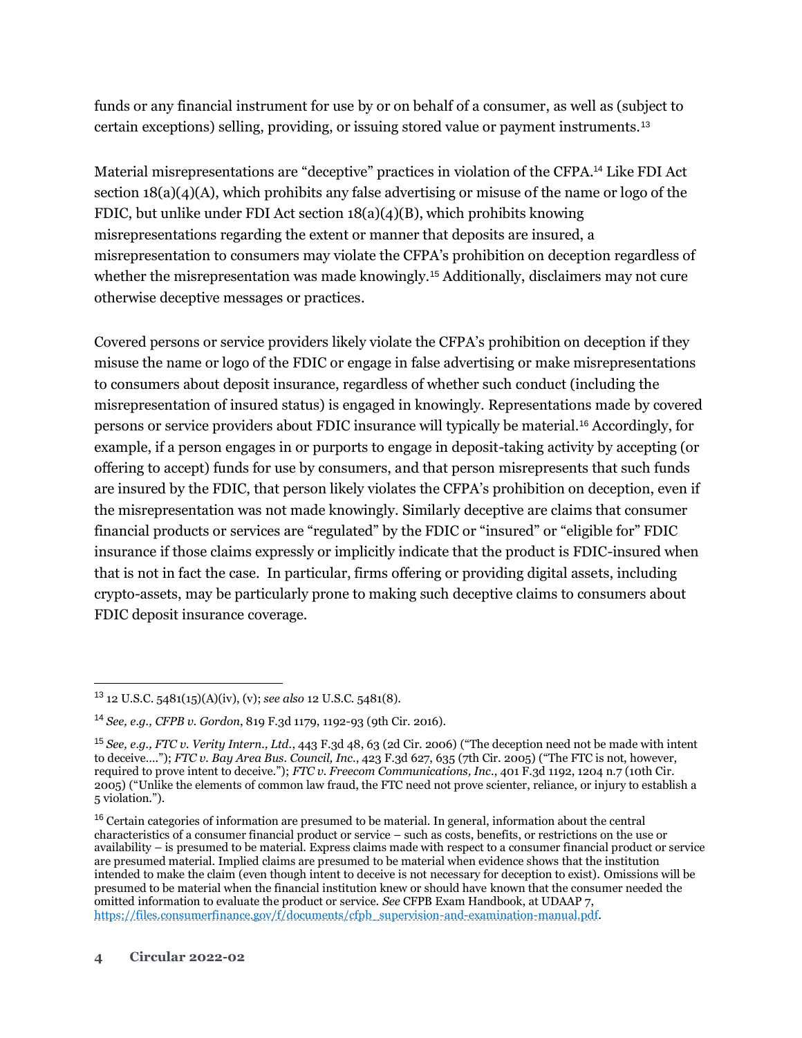funds or any financial instrument for use by or on behalf of a consumer, as well as (subject to certain exceptions) selling, providing, or issuing stored value or payment instruments.[13]

Material misrepresentations are "deceptive" practices in violation of the CFPA.[14] Like FDI Act section 18(a)(4)(A), which prohibits any false advertising or misuse of the name or logo of the FDIC, but unlike under FDI Act section 18(a)(4)(B), which prohibits knowing misrepresentations regarding the extent or manner that deposits are insured, a misrepresentation to consumers may violate the CFPA's prohibition on deception regardless of whether the misrepresentation was made knowingly.[15] Additionally, disclaimers may not cure otherwise deceptive messages or practices.

Covered persons or service providers likely violate the CFPA's prohibition on deception if they misuse the name or logo of the FDIC or engage in false advertising or make misrepresentations to consumers about deposit insurance, regardless of whether such conduct (including the misrepresentation of insured status) is engaged in knowingly. Representations made by covered persons or service providers about FDIC insurance will typically be material.[16] Accordingly, for example, if a person engages in or purports to engage in deposit-taking activity by accepting (or offering to accept) funds for use by consumers, and that person misrepresents that such funds are insured by the FDIC, that person likely violates the CFPA's prohibition on deception, even if the misrepresentation was not made knowingly. Similarly deceptive are claims that consumer financial products or services are "regulated" by the FDIC or "insured" or "eligible for" FDIC insurance if those claims expressly or implicitly indicate that the product is FDIC-insured when that is not in fact the case. In particular, firms offering or providing digital assets, including crypto-assets, may be particularly prone to making such deceptive claims to consumers about FDIC deposit insurance coverage.

---

[13] 12 U.S.C. 5481(15)(A)(iv), (v); *see also* 12 U.S.C. 5481(8).

[14] *See, e.g., CFPB v. Gordon*, 819 F.3d 1179, 1192-93 (9th Cir. 2016).

[15] *See, e.g., FTC v. Verity Intern., Ltd.*, 443 F.3d 48, 63 (2d Cir. 2006) ("The deception need not be made with intent to deceive…."); *FTC v. Bay Area Bus. Council, Inc.*, 423 F.3d 627, 635 (7th Cir. 2005) ("The FTC is not, however, required to prove intent to deceive."); *FTC v. Freecom Communications, Inc.*, 401 F.3d 1192, 1204 n.7 (10th Cir. 2005) ("Unlike the elements of common law fraud, the FTC need not prove scienter, reliance, or injury to establish a 5 violation.").

[16] Certain categories of information are presumed to be material. In general, information about the central characteristics of a consumer financial product or service – such as costs, benefits, or restrictions on the use or availability – is presumed to be material. Express claims made with respect to a consumer financial product or service are presumed material. Implied claims are presumed to be material when evidence shows that the institution intended to make the claim (even though intent to deceive is not necessary for deception to exist). Omissions will be presumed to be material when the financial institution knew or should have known that the consumer needed the omitted information to evaluate the product or service. *See* CFPB Exam Handbook, at UDAAP 7, https://files.consumerfinance.gov/f/documents/cfpb_supervision-and-examination-manual.pdf.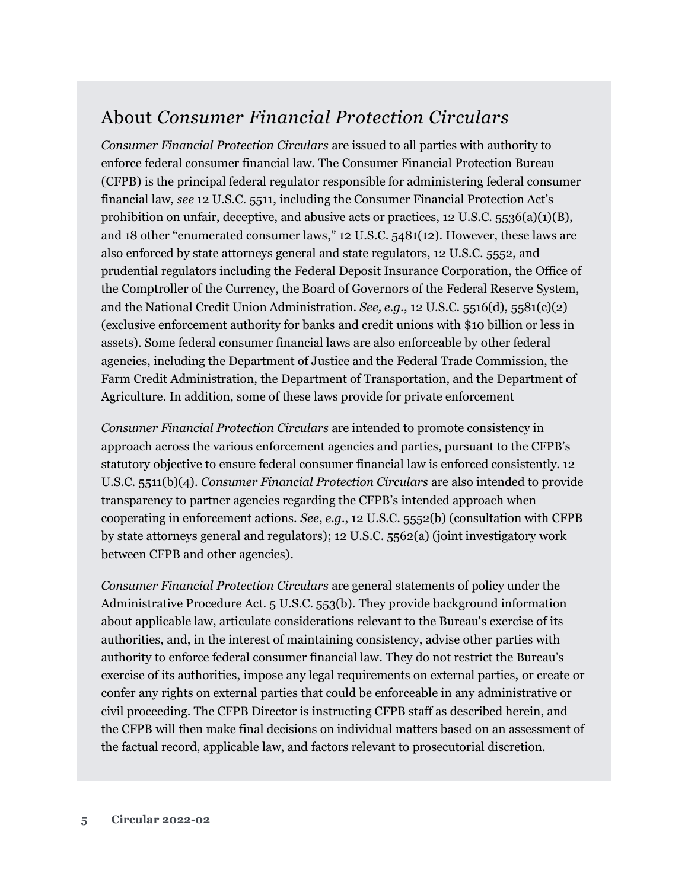## About *Consumer Financial Protection Circulars*

*Consumer Financial Protection Circulars* are issued to all parties with authority to enforce federal consumer financial law. The Consumer Financial Protection Bureau (CFPB) is the principal federal regulator responsible for administering federal consumer financial law, *see* 12 U.S.C. 5511, including the Consumer Financial Protection Act's prohibition on unfair, deceptive, and abusive acts or practices, 12 U.S.C. 5536(a)(1)(B), and 18 other "enumerated consumer laws," 12 U.S.C. 5481(12). However, these laws are also enforced by state attorneys general and state regulators, 12 U.S.C. 5552, and prudential regulators including the Federal Deposit Insurance Corporation, the Office of the Comptroller of the Currency, the Board of Governors of the Federal Reserve System, and the National Credit Union Administration. *See, e.g.*, 12 U.S.C. 5516(d), 5581(c)(2) (exclusive enforcement authority for banks and credit unions with $10 billion or less in assets). Some federal consumer financial laws are also enforceable by other federal agencies, including the Department of Justice and the Federal Trade Commission, the Farm Credit Administration, the Department of Transportation, and the Department of Agriculture. In addition, some of these laws provide for private enforcement

*Consumer Financial Protection Circulars* are intended to promote consistency in approach across the various enforcement agencies and parties, pursuant to the CFPB's statutory objective to ensure federal consumer financial law is enforced consistently. 12 U.S.C. 5511(b)(4). *Consumer Financial Protection Circulars* are also intended to provide transparency to partner agencies regarding the CFPB's intended approach when cooperating in enforcement actions. *See*, *e.g.*, 12 U.S.C. 5552(b) (consultation with CFPB by state attorneys general and regulators); 12 U.S.C. 5562(a) (joint investigatory work between CFPB and other agencies).

*Consumer Financial Protection Circulars* are general statements of policy under the Administrative Procedure Act. 5 U.S.C. 553(b). They provide background information about applicable law, articulate considerations relevant to the Bureau's exercise of its authorities, and, in the interest of maintaining consistency, advise other parties with authority to enforce federal consumer financial law. They do not restrict the Bureau's exercise of its authorities, impose any legal requirements on external parties, or create or confer any rights on external parties that could be enforceable in any administrative or civil proceeding. The CFPB Director is instructing CFPB staff as described herein, and the CFPB will then make final decisions on individual matters based on an assessment of the factual record, applicable law, and factors relevant to prosecutorial discretion.